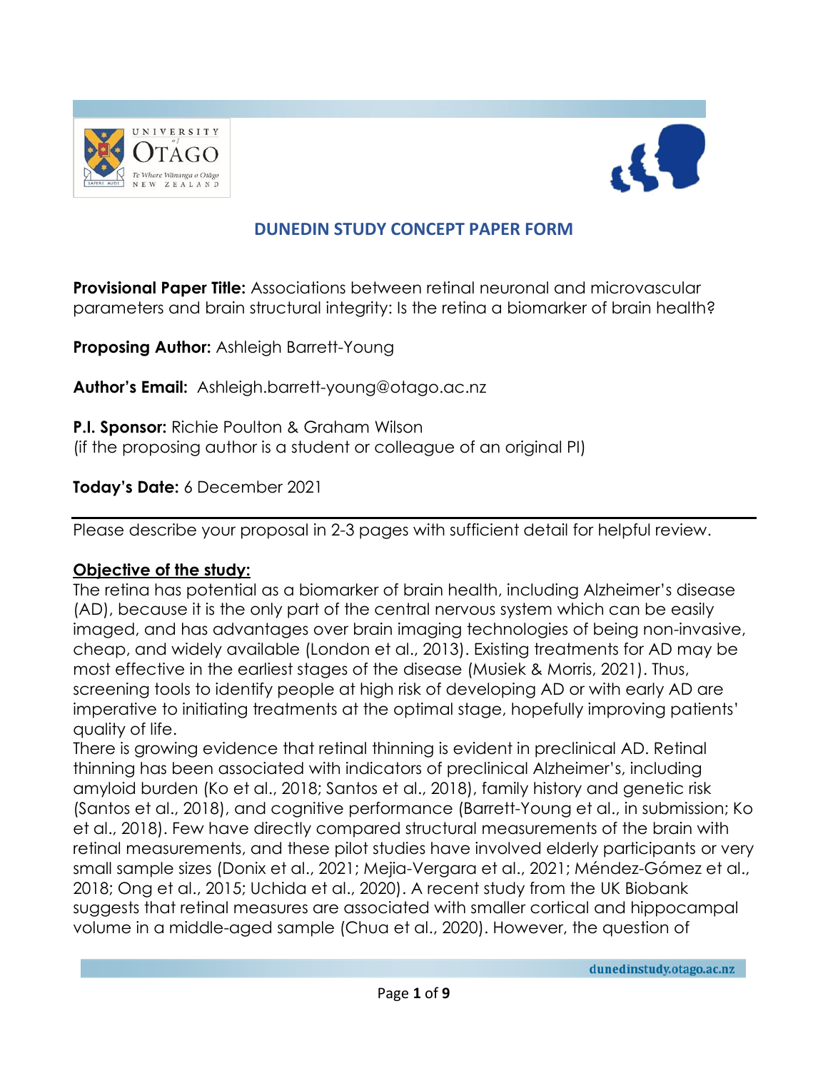## DUNEDIN STUDY CONCEPT PAPER FORM

**Provisional Paper Title:** Associations between retinal neuronal and microvascular parameters and brain structural integrity: Is the retina a biomarker of brain health?

**Proposing Author:** Ashleigh Barrett-Young

**Author's Email:** Ashleigh.barrett-young@otago.ac.nz

**P.I. Sponsor:** Richie Poulton & Graham Wilson
(if the proposing author is a student or colleague of an original PI)

**Today's Date:** 6 December 2021

---

Please describe your proposal in 2-3 pages with sufficient detail for helpful review.

**Objective of the study:**

The retina has potential as a biomarker of brain health, including Alzheimer's disease (AD), because it is the only part of the central nervous system which can be easily imaged, and has advantages over brain imaging technologies of being non-invasive, cheap, and widely available (London et al., 2013). Existing treatments for AD may be most effective in the earliest stages of the disease (Musiek & Morris, 2021). Thus, screening tools to identify people at high risk of developing AD or with early AD are imperative to initiating treatments at the optimal stage, hopefully improving patients' quality of life.

There is growing evidence that retinal thinning is evident in preclinical AD. Retinal thinning has been associated with indicators of preclinical Alzheimer's, including amyloid burden (Ko et al., 2018; Santos et al., 2018), family history and genetic risk (Santos et al., 2018), and cognitive performance (Barrett-Young et al., in submission; Ko et al., 2018). Few have directly compared structural measurements of the brain with retinal measurements, and these pilot studies have involved elderly participants or very small sample sizes (Donix et al., 2021; Mejia-Vergara et al., 2021; Méndez-Gómez et al., 2018; Ong et al., 2015; Uchida et al., 2020). A recent study from the UK Biobank suggests that retinal measures are associated with smaller cortical and hippocampal volume in a middle-aged sample (Chua et al., 2020). However, the question of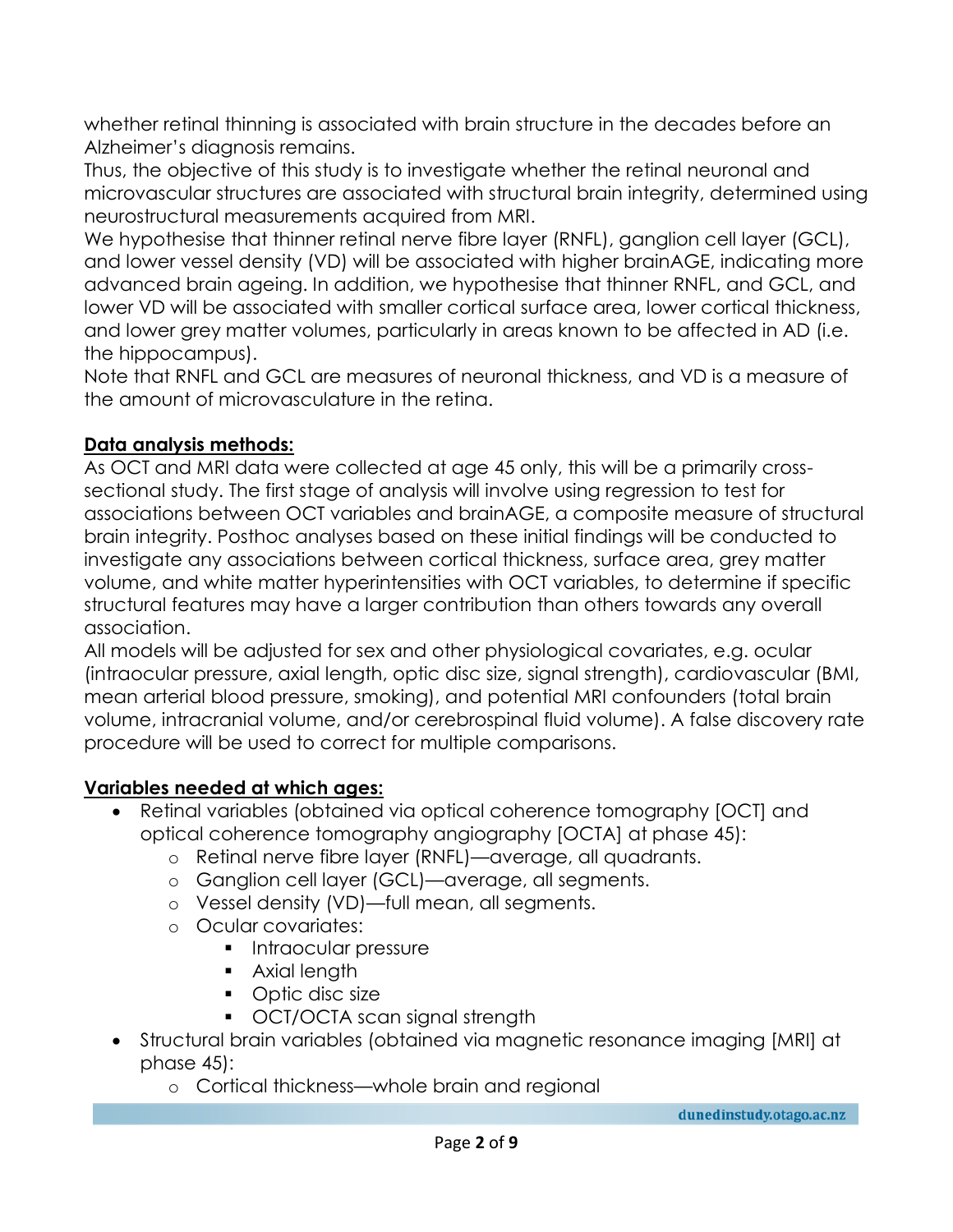whether retinal thinning is associated with brain structure in the decades before an Alzheimer's diagnosis remains.

Thus, the objective of this study is to investigate whether the retinal neuronal and microvascular structures are associated with structural brain integrity, determined using neurostructural measurements acquired from MRI.

We hypothesise that thinner retinal nerve fibre layer (RNFL), ganglion cell layer (GCL), and lower vessel density (VD) will be associated with higher brainAGE, indicating more advanced brain ageing. In addition, we hypothesise that thinner RNFL, and GCL, and lower VD will be associated with smaller cortical surface area, lower cortical thickness, and lower grey matter volumes, particularly in areas known to be affected in AD (i.e. the hippocampus).

Note that RNFL and GCL are measures of neuronal thickness, and VD is a measure of the amount of microvasculature in the retina.

## Data analysis methods:

As OCT and MRI data were collected at age 45 only, this will be a primarily cross-sectional study. The first stage of analysis will involve using regression to test for associations between OCT variables and brainAGE, a composite measure of structural brain integrity. Posthoc analyses based on these initial findings will be conducted to investigate any associations between cortical thickness, surface area, grey matter volume, and white matter hyperintensities with OCT variables, to determine if specific structural features may have a larger contribution than others towards any overall association.

All models will be adjusted for sex and other physiological covariates, e.g. ocular (intraocular pressure, axial length, optic disc size, signal strength), cardiovascular (BMI, mean arterial blood pressure, smoking), and potential MRI confounders (total brain volume, intracranial volume, and/or cerebrospinal fluid volume). A false discovery rate procedure will be used to correct for multiple comparisons.

## Variables needed at which ages:

- Retinal variables (obtained via optical coherence tomography [OCT] and optical coherence tomography angiography [OCTA] at phase 45):
    - Retinal nerve fibre layer (RNFL)—average, all quadrants.
    - Ganglion cell layer (GCL)—average, all segments.
    - Vessel density (VD)—full mean, all segments.
    - Ocular covariates:
        - Intraocular pressure
        - Axial length
        - Optic disc size
        - OCT/OCTA scan signal strength
- Structural brain variables (obtained via magnetic resonance imaging [MRI] at phase 45):
    - Cortical thickness—whole brain and regional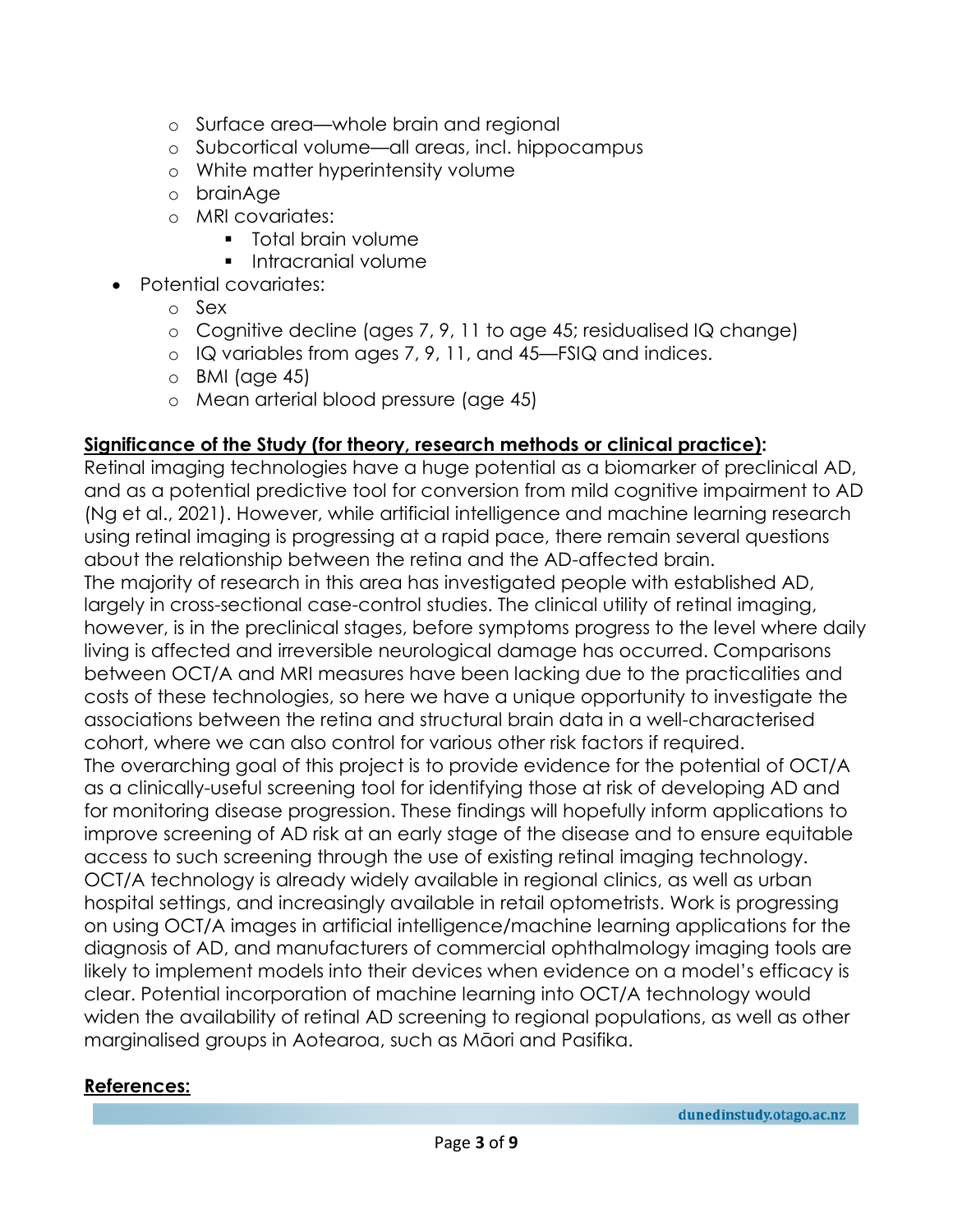- Surface area—whole brain and regional
    - Subcortical volume—all areas, incl. hippocampus
    - White matter hyperintensity volume
    - brainAge
    - MRI covariates:
        - Total brain volume
        - Intracranial volume
- Potential covariates:
    - Sex
    - Cognitive decline (ages 7, 9, 11 to age 45; residualised IQ change)
    - IQ variables from ages 7, 9, 11, and 45—FSIQ and indices.
    - BMI (age 45)
    - Mean arterial blood pressure (age 45)

**Significance of the Study (for theory, research methods or clinical practice):**

Retinal imaging technologies have a huge potential as a biomarker of preclinical AD, and as a potential predictive tool for conversion from mild cognitive impairment to AD (Ng et al., 2021). However, while artificial intelligence and machine learning research using retinal imaging is progressing at a rapid pace, there remain several questions about the relationship between the retina and the AD-affected brain.

The majority of research in this area has investigated people with established AD, largely in cross-sectional case-control studies. The clinical utility of retinal imaging, however, is in the preclinical stages, before symptoms progress to the level where daily living is affected and irreversible neurological damage has occurred. Comparisons between OCT/A and MRI measures have been lacking due to the practicalities and costs of these technologies, so here we have a unique opportunity to investigate the associations between the retina and structural brain data in a well-characterised cohort, where we can also control for various other risk factors if required.

The overarching goal of this project is to provide evidence for the potential of OCT/A as a clinically-useful screening tool for identifying those at risk of developing AD and for monitoring disease progression. These findings will hopefully inform applications to improve screening of AD risk at an early stage of the disease and to ensure equitable access to such screening through the use of existing retinal imaging technology. OCT/A technology is already widely available in regional clinics, as well as urban hospital settings, and increasingly available in retail optometrists. Work is progressing on using OCT/A images in artificial intelligence/machine learning applications for the diagnosis of AD, and manufacturers of commercial ophthalmology imaging tools are likely to implement models into their devices when evidence on a model's efficacy is clear. Potential incorporation of machine learning into OCT/A technology would widen the availability of retinal AD screening to regional populations, as well as other marginalised groups in Aotearoa, such as Māori and Pasifika.

**References:**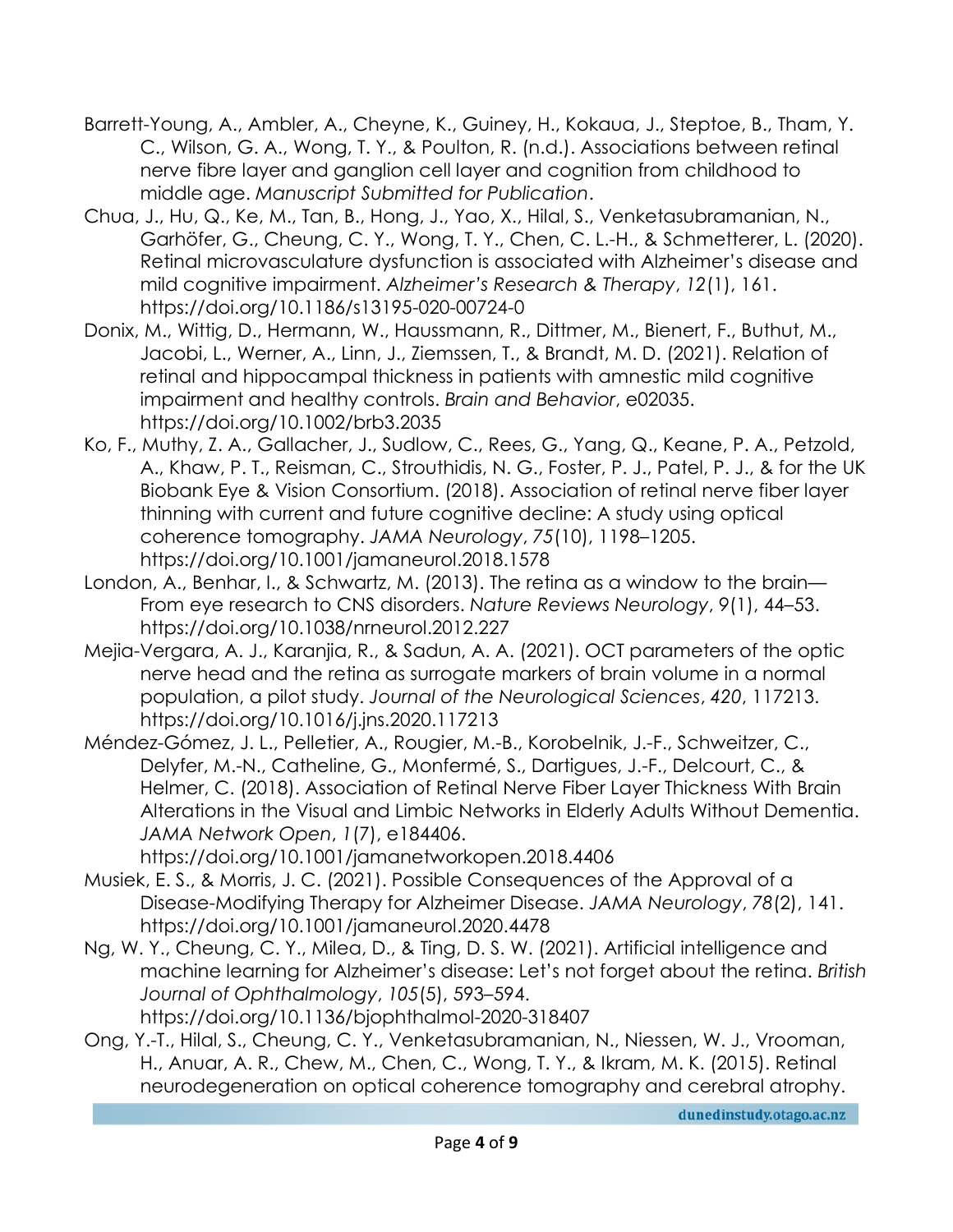Barrett-Young, A., Ambler, A., Cheyne, K., Guiney, H., Kokaua, J., Steptoe, B., Tham, Y. C., Wilson, G. A., Wong, T. Y., & Poulton, R. (n.d.). Associations between retinal nerve fibre layer and ganglion cell layer and cognition from childhood to middle age. *Manuscript Submitted for Publication*.

Chua, J., Hu, Q., Ke, M., Tan, B., Hong, J., Yao, X., Hilal, S., Venketasubramanian, N., Garhöfer, G., Cheung, C. Y., Wong, T. Y., Chen, C. L.-H., & Schmetterer, L. (2020). Retinal microvasculature dysfunction is associated with Alzheimer's disease and mild cognitive impairment. *Alzheimer's Research & Therapy*, *12*(1), 161. https://doi.org/10.1186/s13195-020-00724-0

Donix, M., Wittig, D., Hermann, W., Haussmann, R., Dittmer, M., Bienert, F., Buthut, M., Jacobi, L., Werner, A., Linn, J., Ziemssen, T., & Brandt, M. D. (2021). Relation of retinal and hippocampal thickness in patients with amnestic mild cognitive impairment and healthy controls. *Brain and Behavior*, e02035. https://doi.org/10.1002/brb3.2035

Ko, F., Muthy, Z. A., Gallacher, J., Sudlow, C., Rees, G., Yang, Q., Keane, P. A., Petzold, A., Khaw, P. T., Reisman, C., Strouthidis, N. G., Foster, P. J., Patel, P. J., & for the UK Biobank Eye & Vision Consortium. (2018). Association of retinal nerve fiber layer thinning with current and future cognitive decline: A study using optical coherence tomography. *JAMA Neurology*, *75*(10), 1198–1205. https://doi.org/10.1001/jamaneurol.2018.1578

London, A., Benhar, I., & Schwartz, M. (2013). The retina as a window to the brain—From eye research to CNS disorders. *Nature Reviews Neurology*, *9*(1), 44–53. https://doi.org/10.1038/nrneurol.2012.227

Mejia-Vergara, A. J., Karanjia, R., & Sadun, A. A. (2021). OCT parameters of the optic nerve head and the retina as surrogate markers of brain volume in a normal population, a pilot study. *Journal of the Neurological Sciences*, *420*, 117213. https://doi.org/10.1016/j.jns.2020.117213

Méndez-Gómez, J. L., Pelletier, A., Rougier, M.-B., Korobelnik, J.-F., Schweitzer, C., Delyfer, M.-N., Catheline, G., Monfermé, S., Dartigues, J.-F., Delcourt, C., & Helmer, C. (2018). Association of Retinal Nerve Fiber Layer Thickness With Brain Alterations in the Visual and Limbic Networks in Elderly Adults Without Dementia. *JAMA Network Open*, *1*(7), e184406. https://doi.org/10.1001/jamanetworkopen.2018.4406

Musiek, E. S., & Morris, J. C. (2021). Possible Consequences of the Approval of a Disease-Modifying Therapy for Alzheimer Disease. *JAMA Neurology*, *78*(2), 141. https://doi.org/10.1001/jamaneurol.2020.4478

Ng, W. Y., Cheung, C. Y., Milea, D., & Ting, D. S. W. (2021). Artificial intelligence and machine learning for Alzheimer's disease: Let's not forget about the retina. *British Journal of Ophthalmology*, *105*(5), 593–594. https://doi.org/10.1136/bjophthalmol-2020-318407

Ong, Y.-T., Hilal, S., Cheung, C. Y., Venketasubramanian, N., Niessen, W. J., Vrooman, H., Anuar, A. R., Chew, M., Chen, C., Wong, T. Y., & Ikram, M. K. (2015). Retinal neurodegeneration on optical coherence tomography and cerebral atrophy.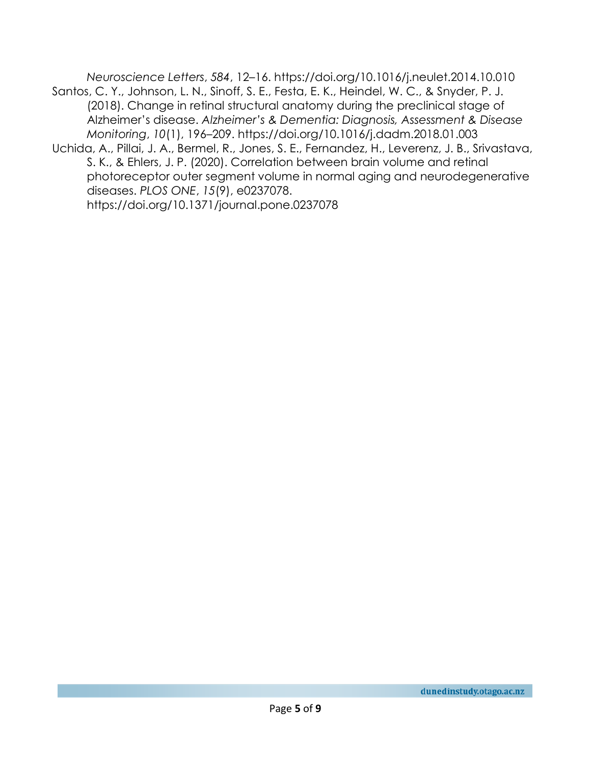*Neuroscience Letters*, *584*, 12–16. https://doi.org/10.1016/j.neulet.2014.10.010

Santos, C. Y., Johnson, L. N., Sinoff, S. E., Festa, E. K., Heindel, W. C., & Snyder, P. J. (2018). Change in retinal structural anatomy during the preclinical stage of Alzheimer's disease. *Alzheimer's & Dementia: Diagnosis, Assessment & Disease Monitoring*, *10*(1), 196–209. https://doi.org/10.1016/j.dadm.2018.01.003

Uchida, A., Pillai, J. A., Bermel, R., Jones, S. E., Fernandez, H., Leverenz, J. B., Srivastava, S. K., & Ehlers, J. P. (2020). Correlation between brain volume and retinal photoreceptor outer segment volume in normal aging and neurodegenerative diseases. *PLOS ONE*, *15*(9), e0237078. https://doi.org/10.1371/journal.pone.0237078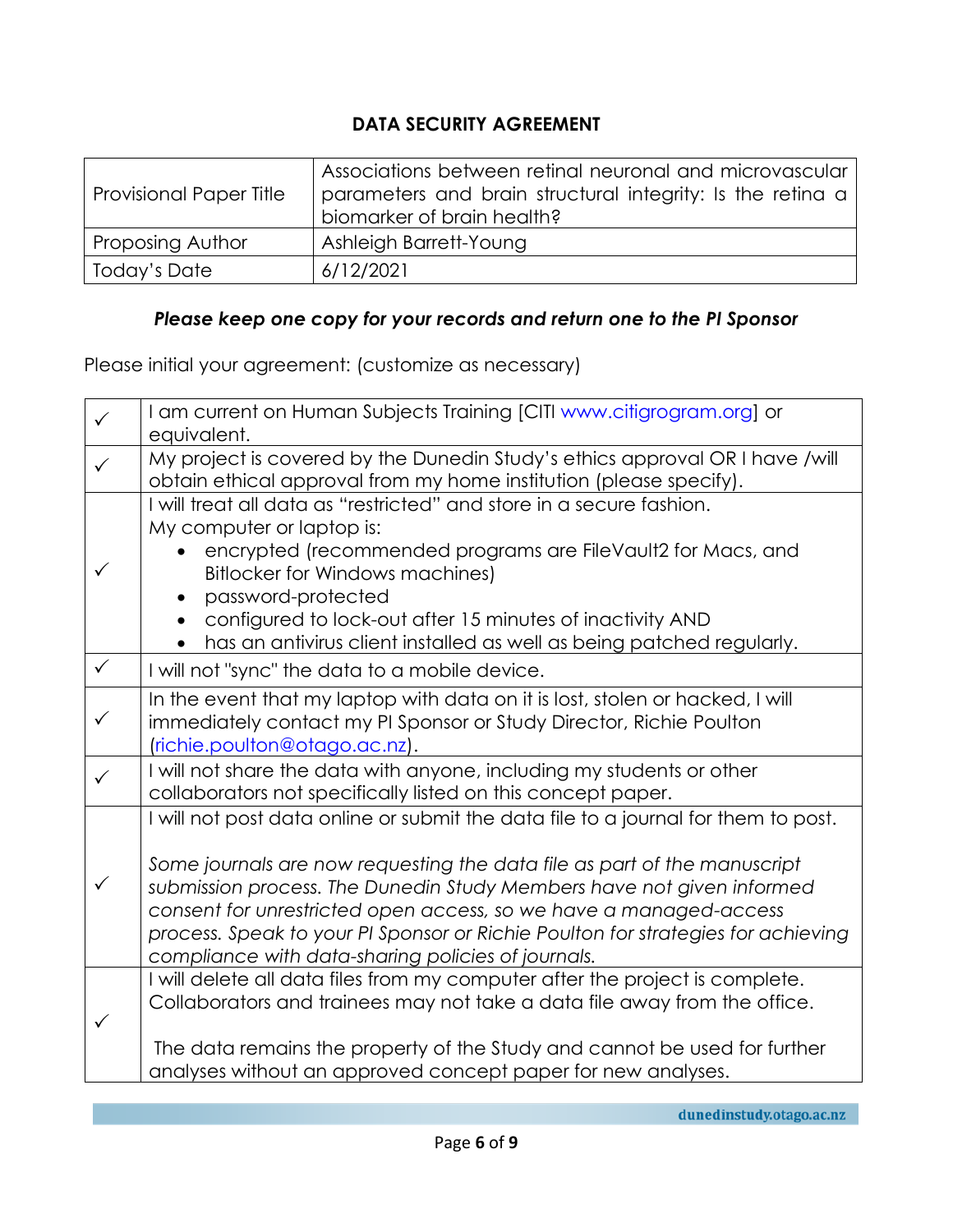## DATA SECURITY AGREEMENT

| Provisional Paper Title | Associations between retinal neuronal and microvascular parameters and brain structural integrity: Is the retina a biomarker of brain health? |
|---|---|
| Proposing Author | Ashleigh Barrett-Young |
| Today's Date | 6/12/2021 |

***Please keep one copy for your records and return one to the PI Sponsor***

Please initial your agreement: (customize as necessary)

| | |
|---|---|
| ✓ | I am current on Human Subjects Training [CITI www.citigrogram.org] or equivalent. |
| ✓ | My project is covered by the Dunedin Study's ethics approval OR I have /will obtain ethical approval from my home institution (please specify). |
| ✓ | I will treat all data as "restricted" and store in a secure fashion. My computer or laptop is: <br>• encrypted (recommended programs are FileVault2 for Macs, and Bitlocker for Windows machines) <br>• password-protected <br>• configured to lock-out after 15 minutes of inactivity AND <br>• has an antivirus client installed as well as being patched regularly. |
| ✓ | I will not "sync" the data to a mobile device. |
| ✓ | In the event that my laptop with data on it is lost, stolen or hacked, I will immediately contact my PI Sponsor or Study Director, Richie Poulton (richie.poulton@otago.ac.nz). |
| ✓ | I will not share the data with anyone, including my students or other collaborators not specifically listed on this concept paper. |
| ✓ | I will not post data online or submit the data file to a journal for them to post. <br><br>*Some journals are now requesting the data file as part of the manuscript submission process. The Dunedin Study Members have not given informed consent for unrestricted open access, so we have a managed-access process. Speak to your PI Sponsor or Richie Poulton for strategies for achieving compliance with data-sharing policies of journals.* |
| ✓ | I will delete all data files from my computer after the project is complete. Collaborators and trainees may not take a data file away from the office. <br><br>The data remains the property of the Study and cannot be used for further analyses without an approved concept paper for new analyses. |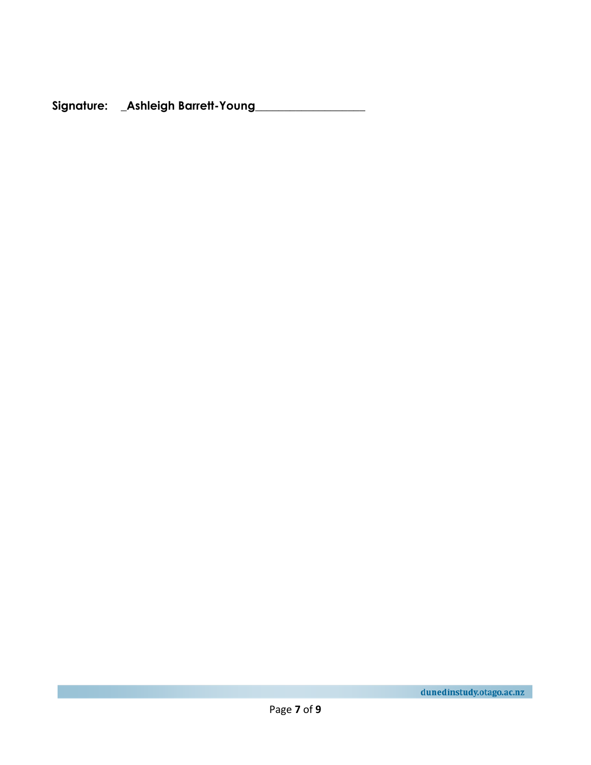**Signature:** _Ashleigh Barrett-Young__________________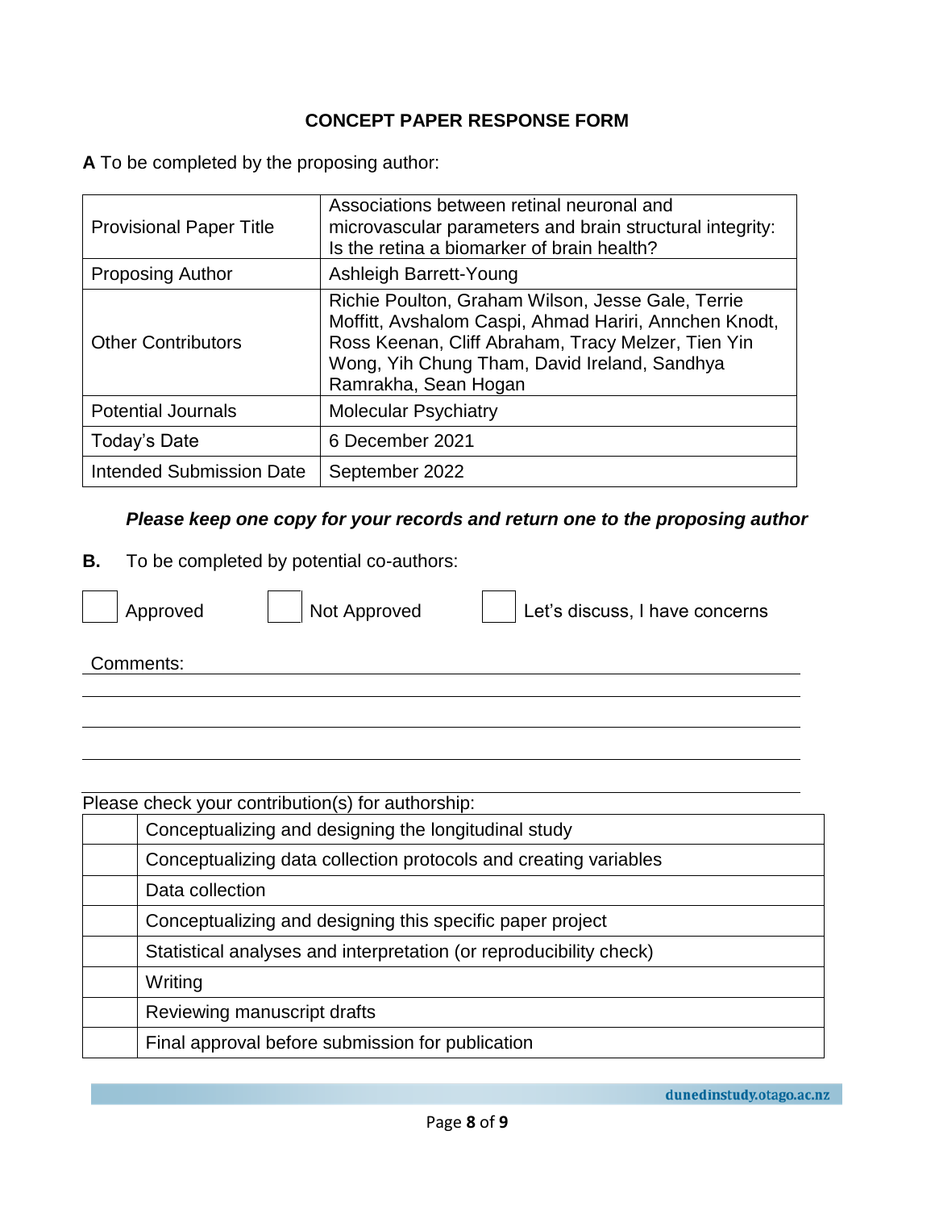**CONCEPT PAPER RESPONSE FORM**

**A** To be completed by the proposing author:

| | |
|---|---|
| Provisional Paper Title | Associations between retinal neuronal and microvascular parameters and brain structural integrity: Is the retina a biomarker of brain health? |
| Proposing Author | Ashleigh Barrett-Young |
| Other Contributors | Richie Poulton, Graham Wilson, Jesse Gale, Terrie Moffitt, Avshalom Caspi, Ahmad Hariri, Annchen Knodt, Ross Keenan, Cliff Abraham, Tracy Melzer, Tien Yin Wong, Yih Chung Tham, David Ireland, Sandhya Ramrakha, Sean Hogan |
| Potential Journals | Molecular Psychiatry |
| Today's Date | 6 December 2021 |
| Intended Submission Date | September 2022 |

***Please keep one copy for your records and return one to the proposing author***

**B.** To be completed by potential co-authors:

☐ Approved ☐ Not Approved ☐ Let's discuss, I have concerns

Comments: \_\_\_\_\_\_\_\_\_\_\_\_\_\_\_\_\_\_\_\_\_\_\_\_\_\_\_\_\_\_\_\_\_\_\_\_\_\_\_\_

Please check your contribution(s) for authorship:

| | |
|---|---|
| | Conceptualizing and designing the longitudinal study |
| | Conceptualizing data collection protocols and creating variables |
| | Data collection |
| | Conceptualizing and designing this specific paper project |
| | Statistical analyses and interpretation (or reproducibility check) |
| | Writing |
| | Reviewing manuscript drafts |
| | Final approval before submission for publication |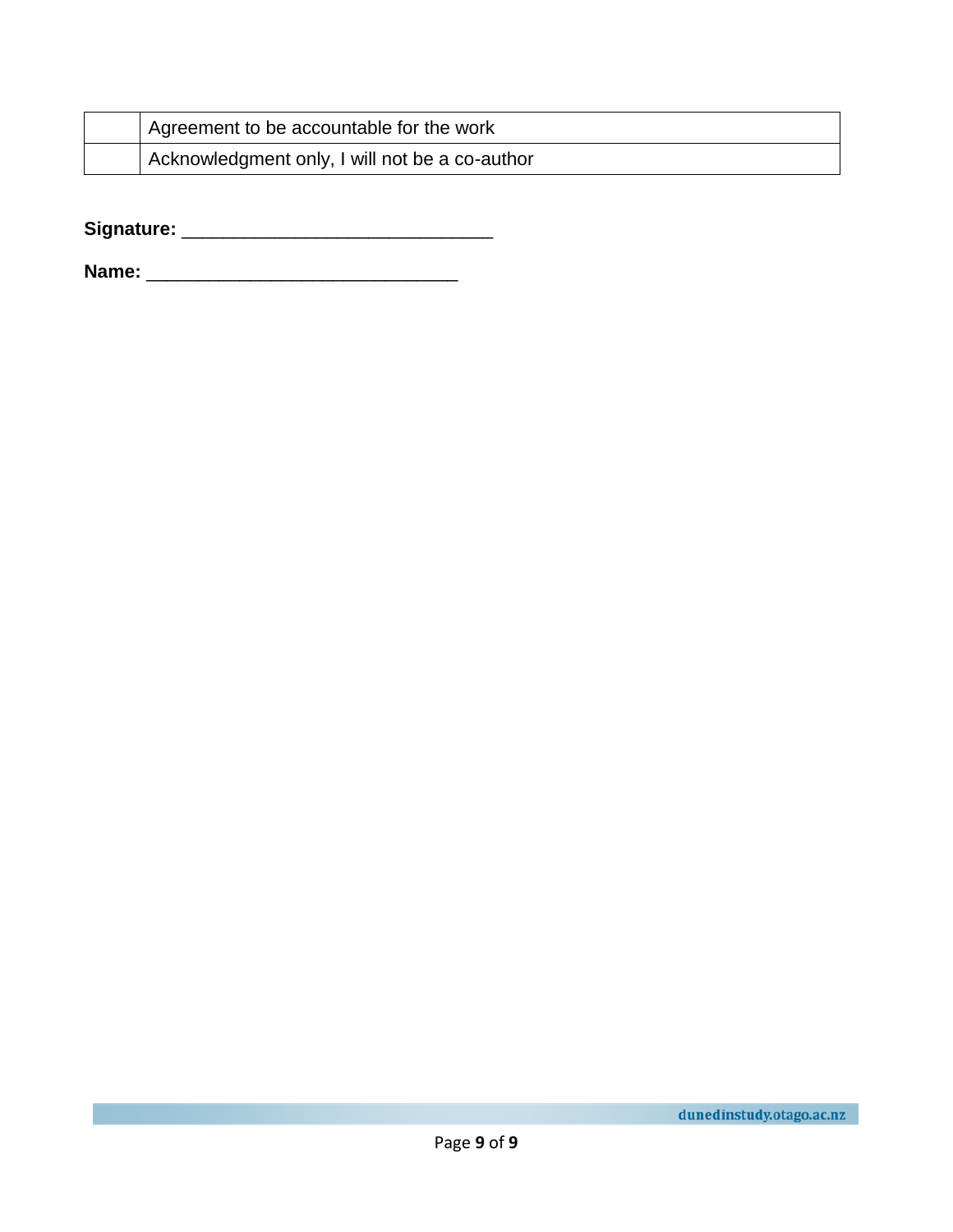| | |
|---|---|
| | Agreement to be accountable for the work |
| | Acknowledgment only, I will not be a co-author |

**Signature:** ______________________________

**Name:** ______________________________